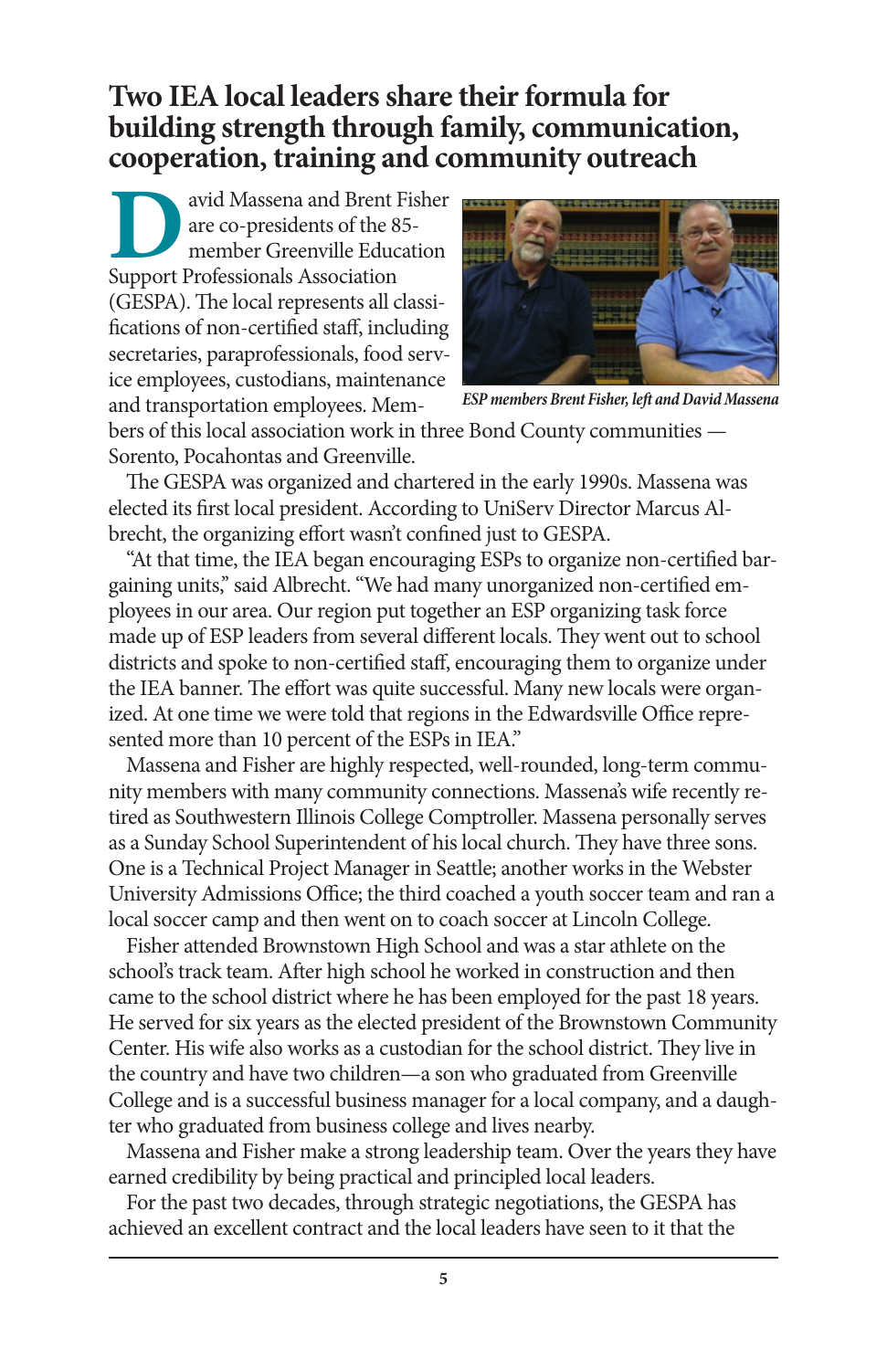# Two IEA local leaders share their formula for building strength through family, communication, cooperation, training and community outreach

David Massena and Brent Fisher are co-presidents of the 85-member Greenville Education Support Professionals Association (GESPA). The local represents all classifications of non-certified staff, including secretaries, paraprofessionals, food service employees, custodians, maintenance and transportation employees. Members of this local association work in three Bond County communities — Sorento, Pocahontas and Greenville.

*ESP members Brent Fisher, left and David Massena*

The GESPA was organized and chartered in the early 1990s. Massena was elected its first local president. According to UniServ Director Marcus Albrecht, the organizing effort wasn't confined just to GESPA.

"At that time, the IEA began encouraging ESPs to organize non-certified bargaining units," said Albrecht. "We had many unorganized non-certified employees in our area. Our region put together an ESP organizing task force made up of ESP leaders from several different locals. They went out to school districts and spoke to non-certified staff, encouraging them to organize under the IEA banner. The effort was quite successful. Many new locals were organized. At one time we were told that regions in the Edwardsville Office represented more than 10 percent of the ESPs in IEA."

Massena and Fisher are highly respected, well-rounded, long-term community members with many community connections. Massena's wife recently retired as Southwestern Illinois College Comptroller. Massena personally serves as a Sunday School Superintendent of his local church. They have three sons. One is a Technical Project Manager in Seattle; another works in the Webster University Admissions Office; the third coached a youth soccer team and ran a local soccer camp and then went on to coach soccer at Lincoln College.

Fisher attended Brownstown High School and was a star athlete on the school's track team. After high school he worked in construction and then came to the school district where he has been employed for the past 18 years. He served for six years as the elected president of the Brownstown Community Center. His wife also works as a custodian for the school district. They live in the country and have two children—a son who graduated from Greenville College and is a successful business manager for a local company, and a daughter who graduated from business college and lives nearby.

Massena and Fisher make a strong leadership team. Over the years they have earned credibility by being practical and principled local leaders.

For the past two decades, through strategic negotiations, the GESPA has achieved an excellent contract and the local leaders have seen to it that the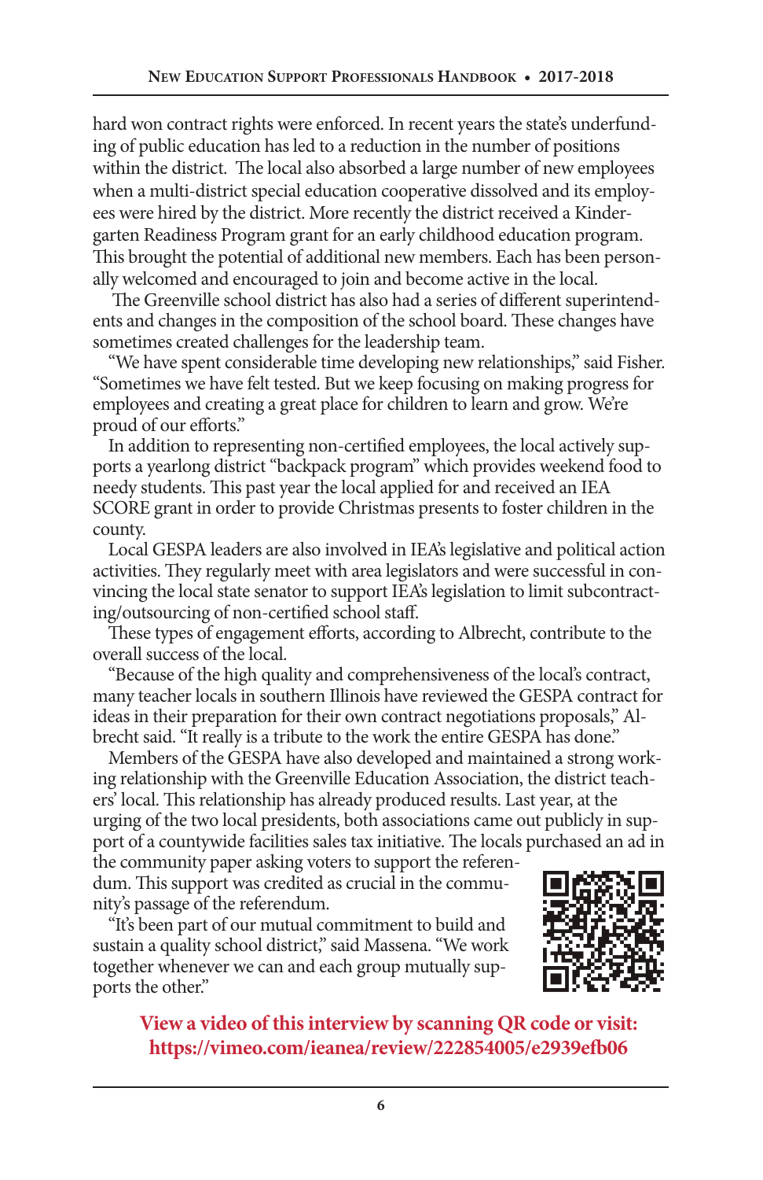hard won contract rights were enforced. In recent years the state's underfunding of public education has led to a reduction in the number of positions within the district. The local also absorbed a large number of new employees when a multi-district special education cooperative dissolved and its employees were hired by the district. More recently the district received a Kindergarten Readiness Program grant for an early childhood education program. This brought the potential of additional new members. Each has been personally welcomed and encouraged to join and become active in the local.

The Greenville school district has also had a series of different superintendents and changes in the composition of the school board. These changes have sometimes created challenges for the leadership team.

"We have spent considerable time developing new relationships," said Fisher. "Sometimes we have felt tested. But we keep focusing on making progress for employees and creating a great place for children to learn and grow. We're proud of our efforts."

In addition to representing non-certified employees, the local actively supports a yearlong district "backpack program" which provides weekend food to needy students. This past year the local applied for and received an IEA SCORE grant in order to provide Christmas presents to foster children in the county.

Local GESPA leaders are also involved in IEA's legislative and political action activities. They regularly meet with area legislators and were successful in convincing the local state senator to support IEA's legislation to limit subcontracting/outsourcing of non-certified school staff.

These types of engagement efforts, according to Albrecht, contribute to the overall success of the local.

"Because of the high quality and comprehensiveness of the local's contract, many teacher locals in southern Illinois have reviewed the GESPA contract for ideas in their preparation for their own contract negotiations proposals," Albrecht said. "It really is a tribute to the work the entire GESPA has done."

Members of the GESPA have also developed and maintained a strong working relationship with the Greenville Education Association, the district teachers' local. This relationship has already produced results. Last year, at the urging of the two local presidents, both associations came out publicly in support of a countywide facilities sales tax initiative. The locals purchased an ad in the community paper asking voters to support the referendum. This support was credited as crucial in the community's passage of the referendum.

"It's been part of our mutual commitment to build and sustain a quality school district," said Massena. "We work together whenever we can and each group mutually supports the other."

**View a video of this interview by scanning QR code or visit: https://vimeo.com/ieanea/review/222854005/e2939efb06**